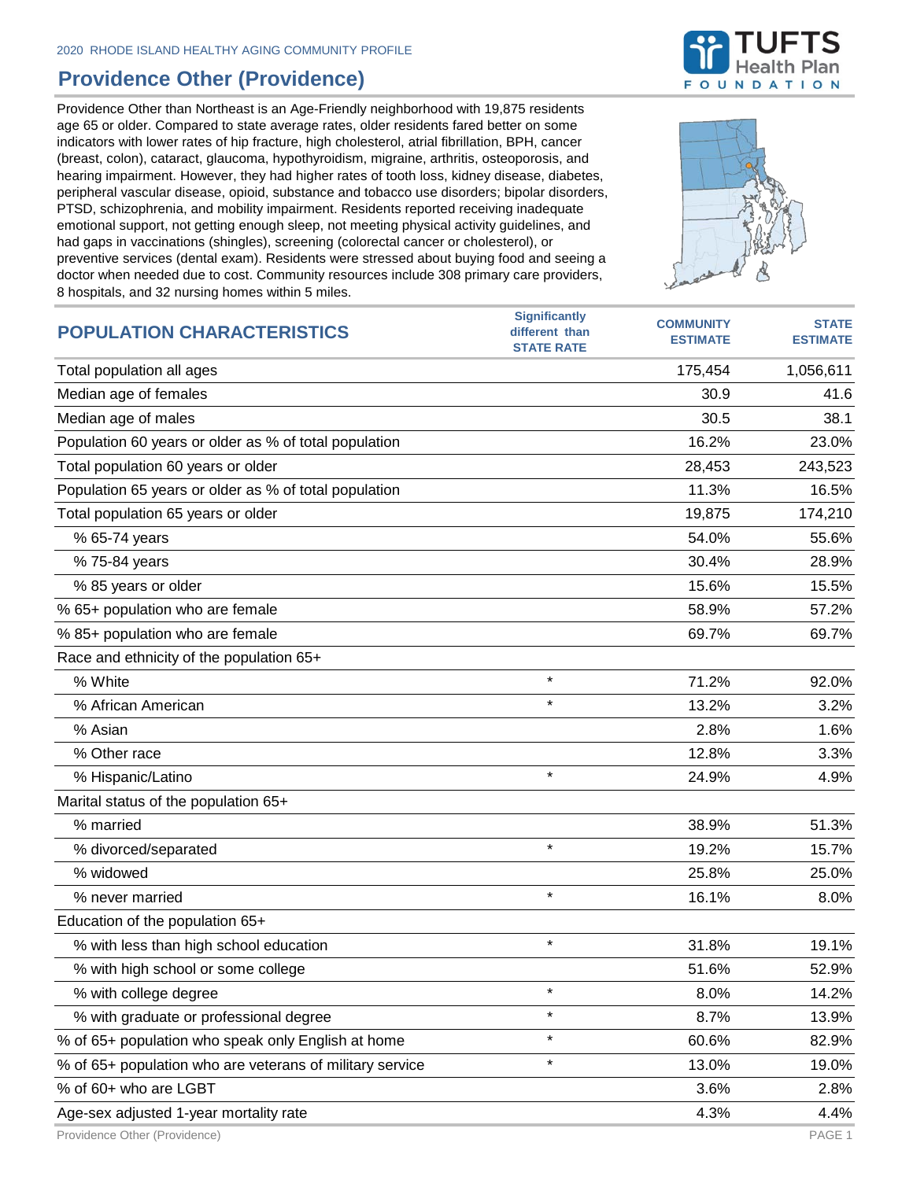2020 RHODE ISLAND HEALTHY AGING COMMUNITY PROFILE

# Providence Other (Providence)

Providence Other than Northeast is an Age-Friendly neighborhood with 19,875 residents age 65 or older. Compared to state average rates, older residents fared better on some indicators with lower rates of hip fracture, high cholesterol, atrial fibrillation, BPH, cancer (breast, colon), cataract, glaucoma, hypothyroidism, migraine, arthritis, osteoporosis, and hearing impairment. However, they had higher rates of tooth loss, kidney disease, diabetes, peripheral vascular disease, opioid, substance and tobacco use disorders; bipolar disorders, PTSD, schizophrenia, and mobility impairment. Residents reported receiving inadequate emotional support, not getting enough sleep, not meeting physical activity guidelines, and had gaps in vaccinations (shingles), screening (colorectal cancer or cholesterol), or preventive services (dental exam). Residents were stressed about buying food and seeing a doctor when needed due to cost. Community resources include 308 primary care providers, 8 hospitals, and 32 nursing homes within 5 miles.

| POPULATION CHARACTERISTICS | Significantly different than STATE RATE | COMMUNITY ESTIMATE | STATE ESTIMATE |
|---|---|---|---|
| Total population all ages | | 175,454 | 1,056,611 |
| Median age of females | | 30.9 | 41.6 |
| Median age of males | | 30.5 | 38.1 |
| Population 60 years or older as % of total population | | 16.2% | 23.0% |
| Total population 60 years or older | | 28,453 | 243,523 |
| Population 65 years or older as % of total population | | 11.3% | 16.5% |
| Total population 65 years or older | | 19,875 | 174,210 |
| % 65-74 years | | 54.0% | 55.6% |
| % 75-84 years | | 30.4% | 28.9% |
| % 85 years or older | | 15.6% | 15.5% |
| % 65+ population who are female | | 58.9% | 57.2% |
| % 85+ population who are female | | 69.7% | 69.7% |
| Race and ethnicity of the population 65+ | | | |
| % White | * | 71.2% | 92.0% |
| % African American | * | 13.2% | 3.2% |
| % Asian | | 2.8% | 1.6% |
| % Other race | | 12.8% | 3.3% |
| % Hispanic/Latino | * | 24.9% | 4.9% |
| Marital status of the population 65+ | | | |
| % married | | 38.9% | 51.3% |
| % divorced/separated | * | 19.2% | 15.7% |
| % widowed | | 25.8% | 25.0% |
| % never married | * | 16.1% | 8.0% |
| Education of the population 65+ | | | |
| % with less than high school education | * | 31.8% | 19.1% |
| % with high school or some college | | 51.6% | 52.9% |
| % with college degree | * | 8.0% | 14.2% |
| % with graduate or professional degree | * | 8.7% | 13.9% |
| % of 65+ population who speak only English at home | * | 60.6% | 82.9% |
| % of 65+ population who are veterans of military service | * | 13.0% | 19.0% |
| % of 60+ who are LGBT | | 3.6% | 2.8% |
| Age-sex adjusted 1-year mortality rate | | 4.3% | 4.4% |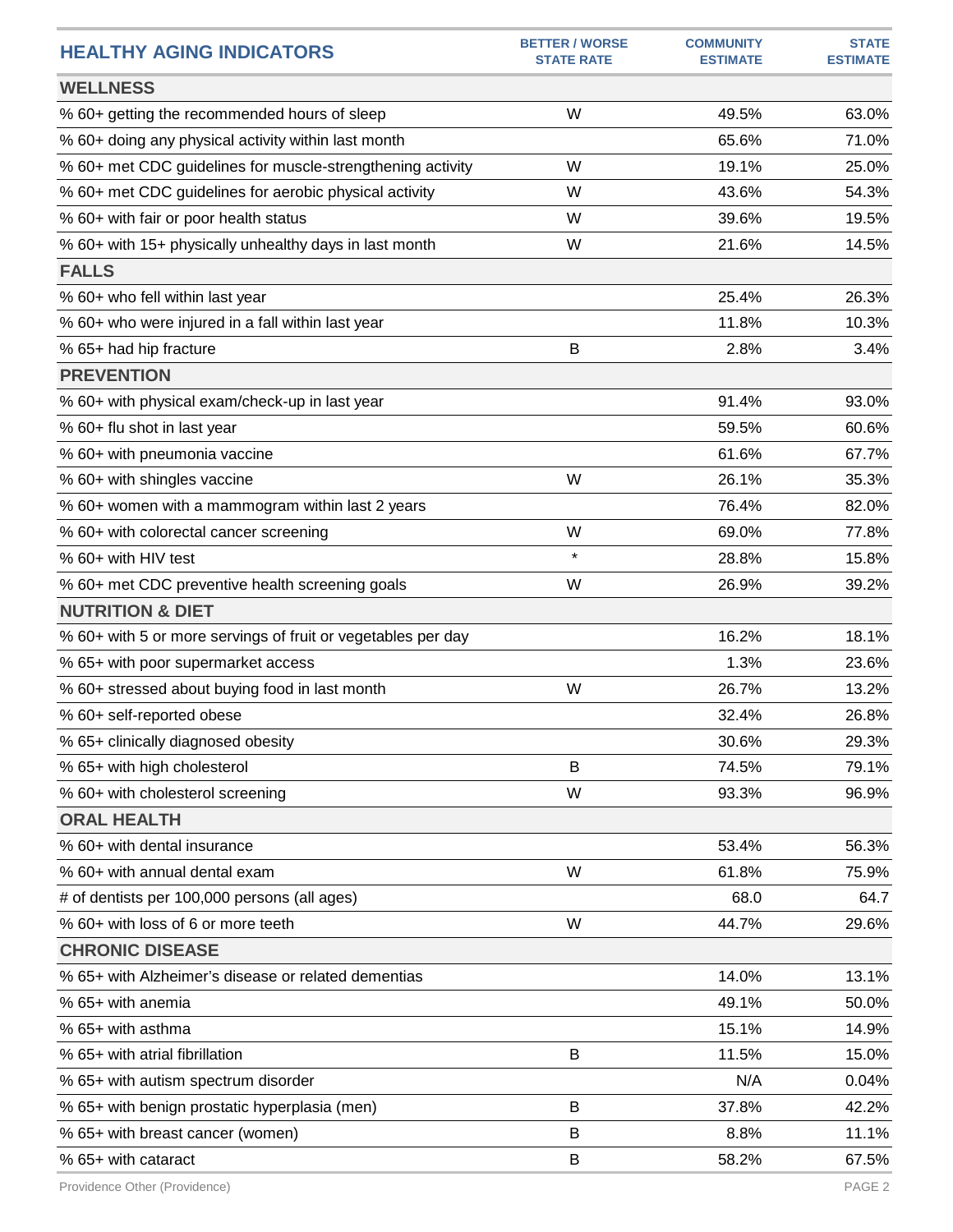| HEALTHY AGING INDICATORS | BETTER / WORSE STATE RATE | COMMUNITY ESTIMATE | STATE ESTIMATE |
|---|---|---|---|
| **WELLNESS** | | | |
| % 60+ getting the recommended hours of sleep | W | 49.5% | 63.0% |
| % 60+ doing any physical activity within last month | | 65.6% | 71.0% |
| % 60+ met CDC guidelines for muscle-strengthening activity | W | 19.1% | 25.0% |
| % 60+ met CDC guidelines for aerobic physical activity | W | 43.6% | 54.3% |
| % 60+ with fair or poor health status | W | 39.6% | 19.5% |
| % 60+ with 15+ physically unhealthy days in last month | W | 21.6% | 14.5% |
| **FALLS** | | | |
| % 60+ who fell within last year | | 25.4% | 26.3% |
| % 60+ who were injured in a fall within last year | | 11.8% | 10.3% |
| % 65+ had hip fracture | B | 2.8% | 3.4% |
| **PREVENTION** | | | |
| % 60+ with physical exam/check-up in last year | | 91.4% | 93.0% |
| % 60+ flu shot in last year | | 59.5% | 60.6% |
| % 60+ with pneumonia vaccine | | 61.6% | 67.7% |
| % 60+ with shingles vaccine | W | 26.1% | 35.3% |
| % 60+ women with a mammogram within last 2 years | | 76.4% | 82.0% |
| % 60+ with colorectal cancer screening | W | 69.0% | 77.8% |
| % 60+ with HIV test | * | 28.8% | 15.8% |
| % 60+ met CDC preventive health screening goals | W | 26.9% | 39.2% |
| **NUTRITION & DIET** | | | |
| % 60+ with 5 or more servings of fruit or vegetables per day | | 16.2% | 18.1% |
| % 65+ with poor supermarket access | | 1.3% | 23.6% |
| % 60+ stressed about buying food in last month | W | 26.7% | 13.2% |
| % 60+ self-reported obese | | 32.4% | 26.8% |
| % 65+ clinically diagnosed obesity | | 30.6% | 29.3% |
| % 65+ with high cholesterol | B | 74.5% | 79.1% |
| % 60+ with cholesterol screening | W | 93.3% | 96.9% |
| **ORAL HEALTH** | | | |
| % 60+ with dental insurance | | 53.4% | 56.3% |
| % 60+ with annual dental exam | W | 61.8% | 75.9% |
| # of dentists per 100,000 persons (all ages) | | 68.0 | 64.7 |
| % 60+ with loss of 6 or more teeth | W | 44.7% | 29.6% |
| **CHRONIC DISEASE** | | | |
| % 65+ with Alzheimer's disease or related dementias | | 14.0% | 13.1% |
| % 65+ with anemia | | 49.1% | 50.0% |
| % 65+ with asthma | | 15.1% | 14.9% |
| % 65+ with atrial fibrillation | B | 11.5% | 15.0% |
| % 65+ with autism spectrum disorder | | N/A | 0.04% |
| % 65+ with benign prostatic hyperplasia (men) | B | 37.8% | 42.2% |
| % 65+ with breast cancer (women) | B | 8.8% | 11.1% |
| % 65+ with cataract | B | 58.2% | 67.5% |

Providence Other (Providence)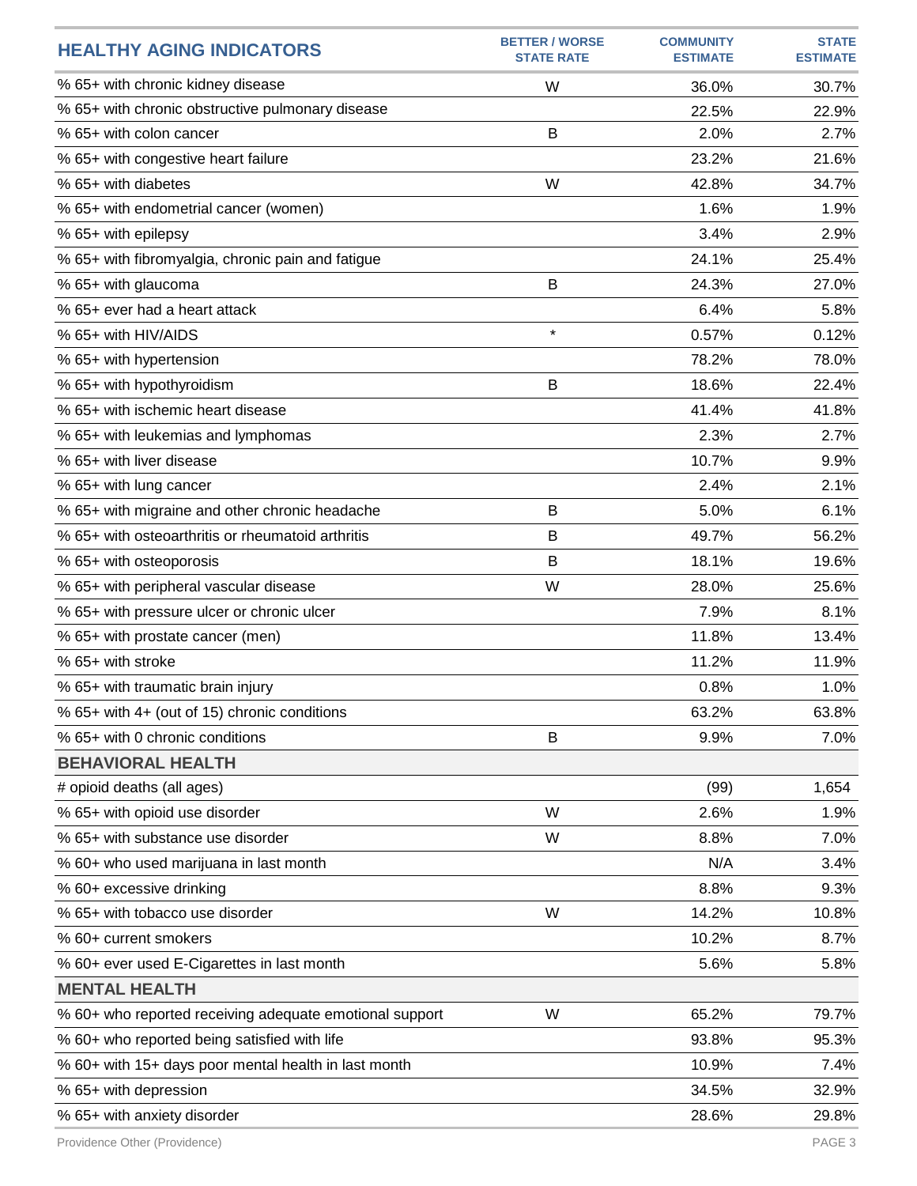| HEALTHY AGING INDICATORS | BETTER / WORSE STATE RATE | COMMUNITY ESTIMATE | STATE ESTIMATE |
|---|---|---|---|
| % 65+ with chronic kidney disease | W | 36.0% | 30.7% |
| % 65+ with chronic obstructive pulmonary disease | | 22.5% | 22.9% |
| % 65+ with colon cancer | B | 2.0% | 2.7% |
| % 65+ with congestive heart failure | | 23.2% | 21.6% |
| % 65+ with diabetes | W | 42.8% | 34.7% |
| % 65+ with endometrial cancer (women) | | 1.6% | 1.9% |
| % 65+ with epilepsy | | 3.4% | 2.9% |
| % 65+ with fibromyalgia, chronic pain and fatigue | | 24.1% | 25.4% |
| % 65+ with glaucoma | B | 24.3% | 27.0% |
| % 65+ ever had a heart attack | | 6.4% | 5.8% |
| % 65+ with HIV/AIDS | * | 0.57% | 0.12% |
| % 65+ with hypertension | | 78.2% | 78.0% |
| % 65+ with hypothyroidism | B | 18.6% | 22.4% |
| % 65+ with ischemic heart disease | | 41.4% | 41.8% |
| % 65+ with leukemias and lymphomas | | 2.3% | 2.7% |
| % 65+ with liver disease | | 10.7% | 9.9% |
| % 65+ with lung cancer | | 2.4% | 2.1% |
| % 65+ with migraine and other chronic headache | B | 5.0% | 6.1% |
| % 65+ with osteoarthritis or rheumatoid arthritis | B | 49.7% | 56.2% |
| % 65+ with osteoporosis | B | 18.1% | 19.6% |
| % 65+ with peripheral vascular disease | W | 28.0% | 25.6% |
| % 65+ with pressure ulcer or chronic ulcer | | 7.9% | 8.1% |
| % 65+ with prostate cancer (men) | | 11.8% | 13.4% |
| % 65+ with stroke | | 11.2% | 11.9% |
| % 65+ with traumatic brain injury | | 0.8% | 1.0% |
| % 65+ with 4+ (out of 15) chronic conditions | | 63.2% | 63.8% |
| % 65+ with 0 chronic conditions | B | 9.9% | 7.0% |
| **BEHAVIORAL HEALTH** | | | |
| # opioid deaths (all ages) | | (99) | 1,654 |
| % 65+ with opioid use disorder | W | 2.6% | 1.9% |
| % 65+ with substance use disorder | W | 8.8% | 7.0% |
| % 60+ who used marijuana in last month | | N/A | 3.4% |
| % 60+ excessive drinking | | 8.8% | 9.3% |
| % 65+ with tobacco use disorder | W | 14.2% | 10.8% |
| % 60+ current smokers | | 10.2% | 8.7% |
| % 60+ ever used E-Cigarettes in last month | | 5.6% | 5.8% |
| **MENTAL HEALTH** | | | |
| % 60+ who reported receiving adequate emotional support | W | 65.2% | 79.7% |
| % 60+ who reported being satisfied with life | | 93.8% | 95.3% |
| % 60+ with 15+ days poor mental health in last month | | 10.9% | 7.4% |
| % 65+ with depression | | 34.5% | 32.9% |
| % 65+ with anxiety disorder | | 28.6% | 29.8% |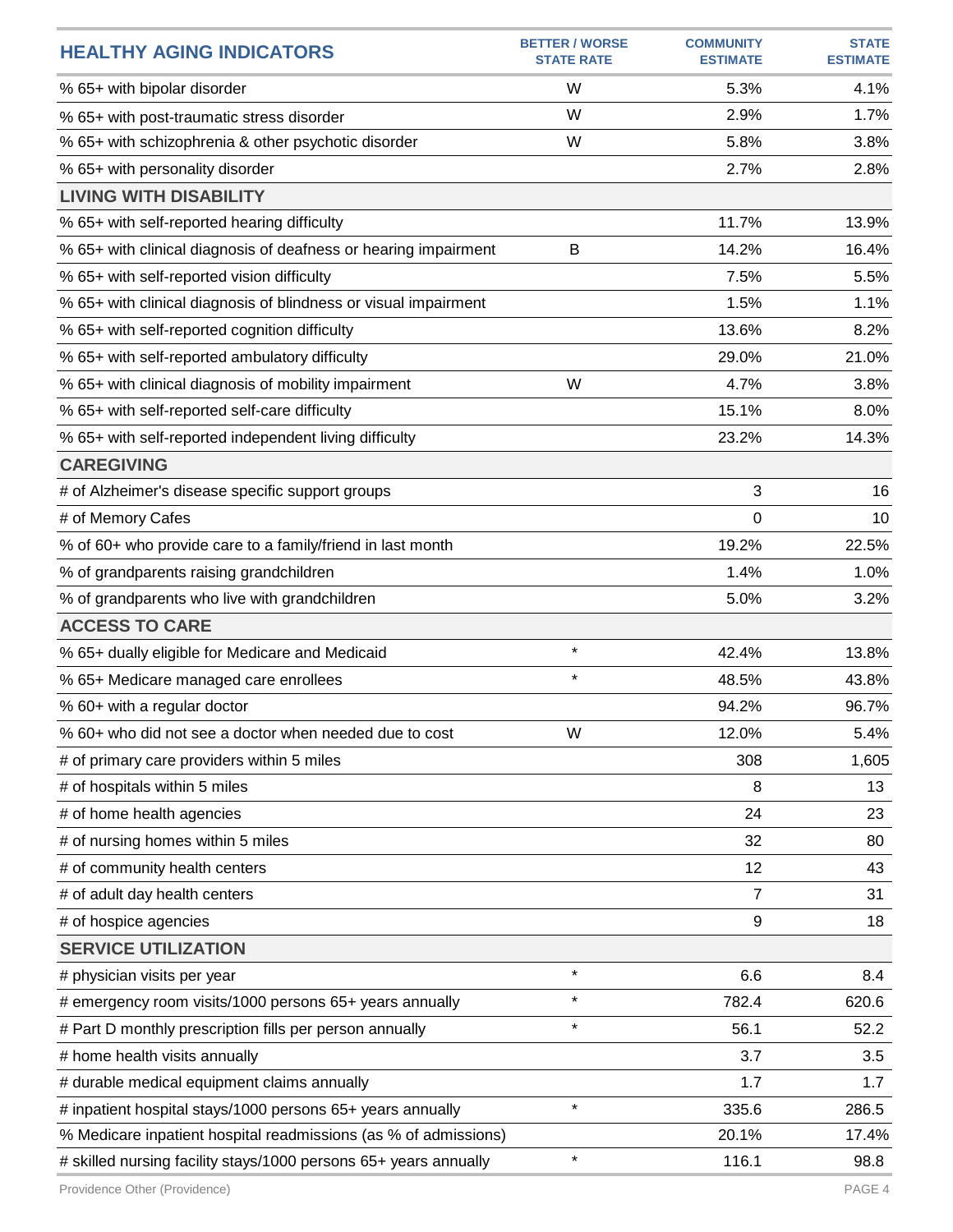| HEALTHY AGING INDICATORS | BETTER / WORSE STATE RATE | COMMUNITY ESTIMATE | STATE ESTIMATE |
|---|---|---|---|
| % 65+ with bipolar disorder | W | 5.3% | 4.1% |
| % 65+ with post-traumatic stress disorder | W | 2.9% | 1.7% |
| % 65+ with schizophrenia & other psychotic disorder | W | 5.8% | 3.8% |
| % 65+ with personality disorder | | 2.7% | 2.8% |
| **LIVING WITH DISABILITY** | | | |
| % 65+ with self-reported hearing difficulty | | 11.7% | 13.9% |
| % 65+ with clinical diagnosis of deafness or hearing impairment | B | 14.2% | 16.4% |
| % 65+ with self-reported vision difficulty | | 7.5% | 5.5% |
| % 65+ with clinical diagnosis of blindness or visual impairment | | 1.5% | 1.1% |
| % 65+ with self-reported cognition difficulty | | 13.6% | 8.2% |
| % 65+ with self-reported ambulatory difficulty | | 29.0% | 21.0% |
| % 65+ with clinical diagnosis of mobility impairment | W | 4.7% | 3.8% |
| % 65+ with self-reported self-care difficulty | | 15.1% | 8.0% |
| % 65+ with self-reported independent living difficulty | | 23.2% | 14.3% |
| **CAREGIVING** | | | |
| # of Alzheimer's disease specific support groups | | 3 | 16 |
| # of Memory Cafes | | 0 | 10 |
| % of 60+ who provide care to a family/friend in last month | | 19.2% | 22.5% |
| % of grandparents raising grandchildren | | 1.4% | 1.0% |
| % of grandparents who live with grandchildren | | 5.0% | 3.2% |
| **ACCESS TO CARE** | | | |
| % 65+ dually eligible for Medicare and Medicaid | * | 42.4% | 13.8% |
| % 65+ Medicare managed care enrollees | * | 48.5% | 43.8% |
| % 60+ with a regular doctor | | 94.2% | 96.7% |
| % 60+ who did not see a doctor when needed due to cost | W | 12.0% | 5.4% |
| # of primary care providers within 5 miles | | 308 | 1,605 |
| # of hospitals within 5 miles | | 8 | 13 |
| # of home health agencies | | 24 | 23 |
| # of nursing homes within 5 miles | | 32 | 80 |
| # of community health centers | | 12 | 43 |
| # of adult day health centers | | 7 | 31 |
| # of hospice agencies | | 9 | 18 |
| **SERVICE UTILIZATION** | | | |
| # physician visits per year | * | 6.6 | 8.4 |
| # emergency room visits/1000 persons 65+ years annually | * | 782.4 | 620.6 |
| # Part D monthly prescription fills per person annually | * | 56.1 | 52.2 |
| # home health visits annually | | 3.7 | 3.5 |
| # durable medical equipment claims annually | | 1.7 | 1.7 |
| # inpatient hospital stays/1000 persons 65+ years annually | * | 335.6 | 286.5 |
| % Medicare inpatient hospital readmissions (as % of admissions) | | 20.1% | 17.4% |
| # skilled nursing facility stays/1000 persons 65+ years annually | * | 116.1 | 98.8 |

Providence Other (Providence)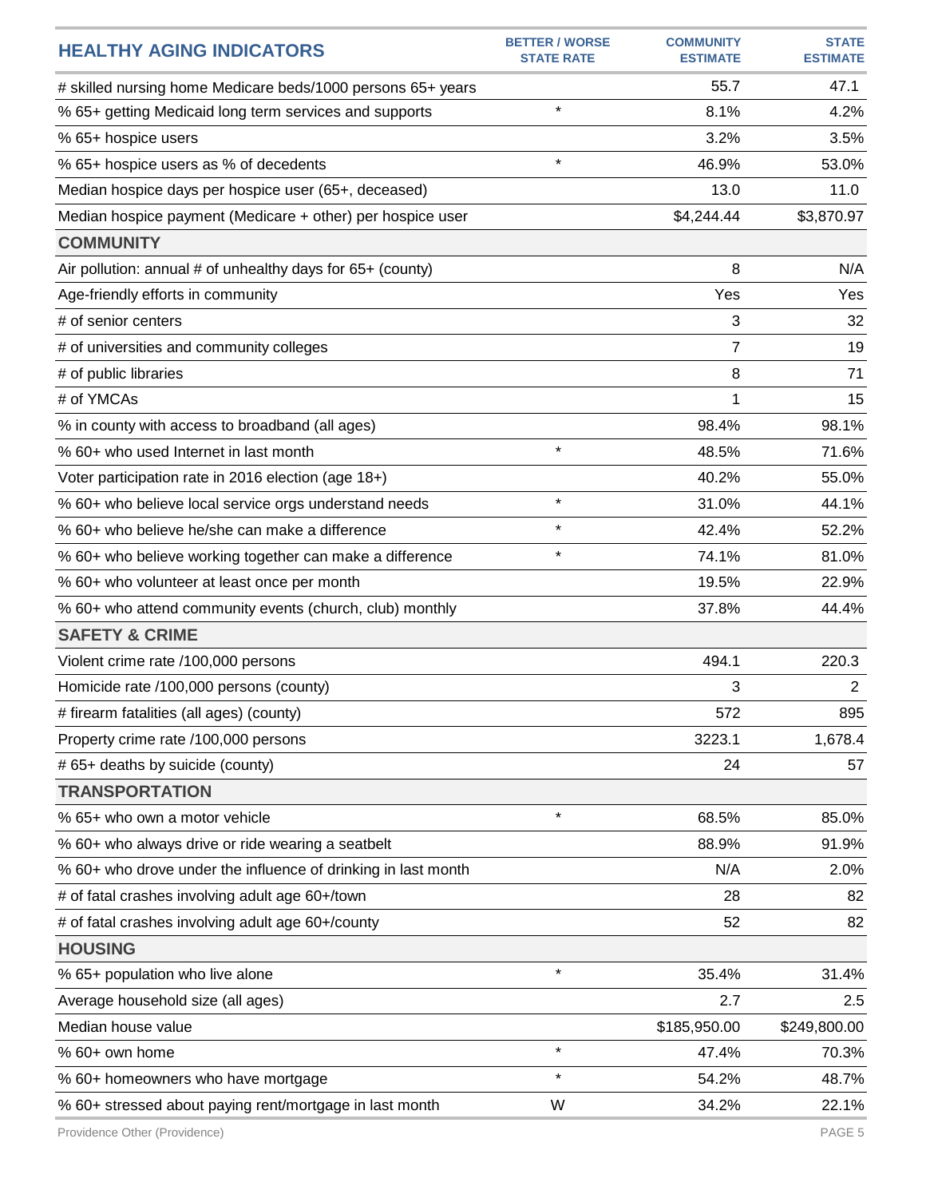| HEALTHY AGING INDICATORS | BETTER / WORSE STATE RATE | COMMUNITY ESTIMATE | STATE ESTIMATE |
|---|---|---|---|
| # skilled nursing home Medicare beds/1000 persons 65+ years | | 55.7 | 47.1 |
| % 65+ getting Medicaid long term services and supports | * | 8.1% | 4.2% |
| % 65+ hospice users | | 3.2% | 3.5% |
| % 65+ hospice users as % of decedents | * | 46.9% | 53.0% |
| Median hospice days per hospice user (65+, deceased) | | 13.0 | 11.0 |
| Median hospice payment (Medicare + other) per hospice user | | $4,244.44 | $3,870.97 |
| **COMMUNITY** | | | |
| Air pollution: annual # of unhealthy days for 65+ (county) | | 8 | N/A |
| Age-friendly efforts in community | | Yes | Yes |
| # of senior centers | | 3 | 32 |
| # of universities and community colleges | | 7 | 19 |
| # of public libraries | | 8 | 71 |
| # of YMCAs | | 1 | 15 |
| % in county with access to broadband (all ages) | | 98.4% | 98.1% |
| % 60+ who used Internet in last month | * | 48.5% | 71.6% |
| Voter participation rate in 2016 election (age 18+) | | 40.2% | 55.0% |
| % 60+ who believe local service orgs understand needs | * | 31.0% | 44.1% |
| % 60+ who believe he/she can make a difference | * | 42.4% | 52.2% |
| % 60+ who believe working together can make a difference | * | 74.1% | 81.0% |
| % 60+ who volunteer at least once per month | | 19.5% | 22.9% |
| % 60+ who attend community events (church, club) monthly | | 37.8% | 44.4% |
| **SAFETY & CRIME** | | | |
| Violent crime rate /100,000 persons | | 494.1 | 220.3 |
| Homicide rate /100,000 persons (county) | | 3 | 2 |
| # firearm fatalities (all ages) (county) | | 572 | 895 |
| Property crime rate /100,000 persons | | 3223.1 | 1,678.4 |
| # 65+ deaths by suicide (county) | | 24 | 57 |
| **TRANSPORTATION** | | | |
| % 65+ who own a motor vehicle | * | 68.5% | 85.0% |
| % 60+ who always drive or ride wearing a seatbelt | | 88.9% | 91.9% |
| % 60+ who drove under the influence of drinking in last month | | N/A | 2.0% |
| # of fatal crashes involving adult age 60+/town | | 28 | 82 |
| # of fatal crashes involving adult age 60+/county | | 52 | 82 |
| **HOUSING** | | | |
| % 65+ population who live alone | * | 35.4% | 31.4% |
| Average household size (all ages) | | 2.7 | 2.5 |
| Median house value | | $185,950.00 | $249,800.00 |
| % 60+ own home | * | 47.4% | 70.3% |
| % 60+ homeowners who have mortgage | * | 54.2% | 48.7% |
| % 60+ stressed about paying rent/mortgage in last month | W | 34.2% | 22.1% |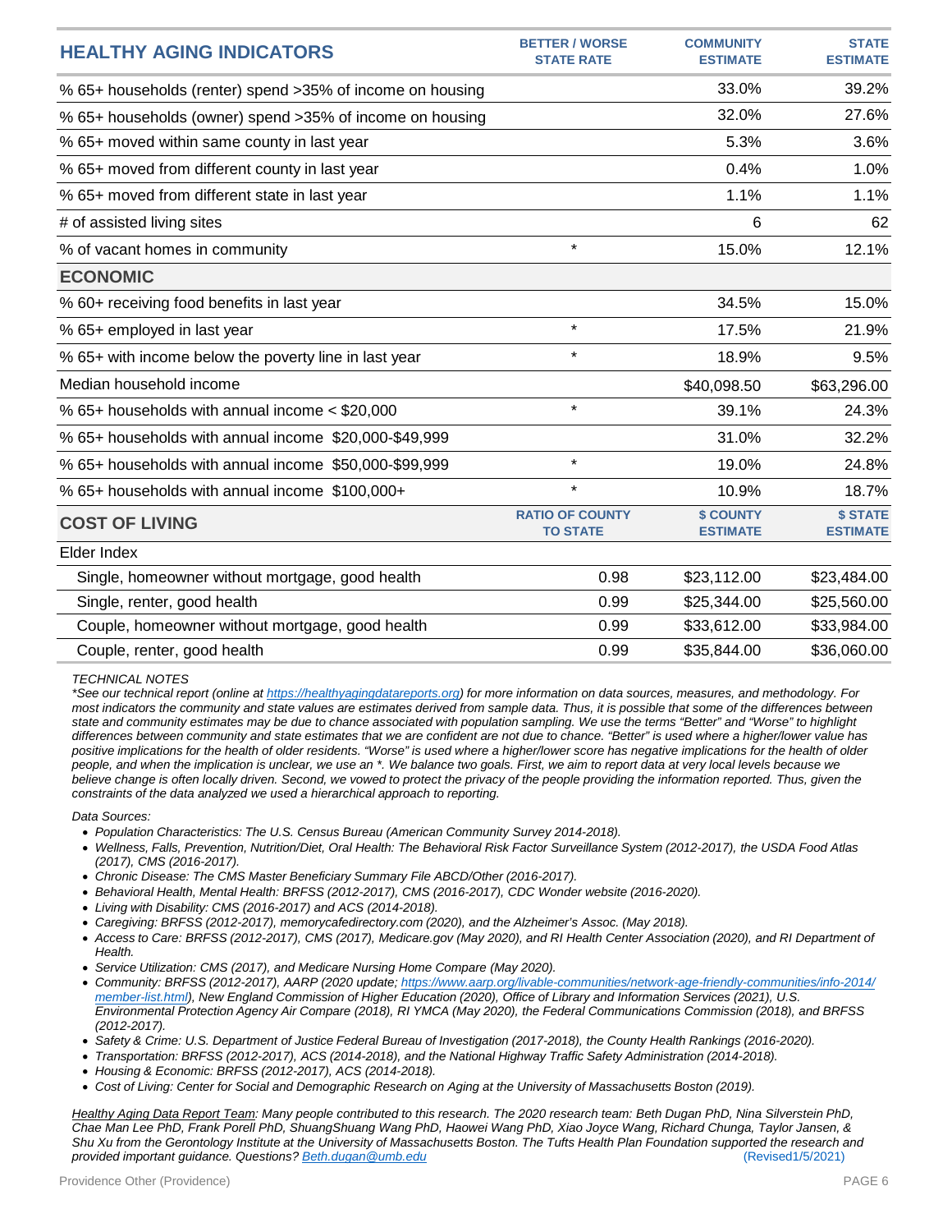| HEALTHY AGING INDICATORS | BETTER / WORSE STATE RATE | COMMUNITY ESTIMATE | STATE ESTIMATE |
|---|---|---|---|
| % 65+ households (renter) spend >35% of income on housing | | 33.0% | 39.2% |
| % 65+ households (owner) spend >35% of income on housing | | 32.0% | 27.6% |
| % 65+ moved within same county in last year | | 5.3% | 3.6% |
| % 65+ moved from different county in last year | | 0.4% | 1.0% |
| % 65+ moved from different state in last year | | 1.1% | 1.1% |
| # of assisted living sites | | 6 | 62 |
| % of vacant homes in community | * | 15.0% | 12.1% |
| **ECONOMIC** | | | |
| % 60+ receiving food benefits in last year | | 34.5% | 15.0% |
| % 65+ employed in last year | * | 17.5% | 21.9% |
| % 65+ with income below the poverty line in last year | * | 18.9% | 9.5% |
| Median household income | | $40,098.50 | $63,296.00 |
| % 65+ households with annual income < $20,000 | * | 39.1% | 24.3% |
| % 65+ households with annual income $20,000-$49,999 | | 31.0% | 32.2% |
| % 65+ households with annual income $50,000-$99,999 | * | 19.0% | 24.8% |
| % 65+ households with annual income $100,000+ | * | 10.9% | 18.7% |
| **COST OF LIVING** | **RATIO OF COUNTY TO STATE** | **$ COUNTY ESTIMATE** | **$ STATE ESTIMATE** |
| Elder Index | | | |
| Single, homeowner without mortgage, good health | 0.98 | $23,112.00 | $23,484.00 |
| Single, renter, good health | 0.99 | $25,344.00 | $25,560.00 |
| Couple, homeowner without mortgage, good health | 0.99 | $33,612.00 | $33,984.00 |
| Couple, renter, good health | 0.99 | $35,844.00 | $36,060.00 |

*TECHNICAL NOTES*

*\*See our technical report (online at https://healthyagingdatareports.org) for more information on data sources, measures, and methodology. For most indicators the community and state values are estimates derived from sample data. Thus, it is possible that some of the differences between state and community estimates may be due to chance associated with population sampling. We use the terms "Better" and "Worse" to highlight differences between community and state estimates that we are confident are not due to chance. "Better" is used where a higher/lower value has positive implications for the health of older residents. "Worse" is used where a higher/lower score has negative implications for the health of older people, and when the implication is unclear, we use an \*. We balance two goals. First, we aim to report data at very local levels because we believe change is often locally driven. Second, we vowed to protect the privacy of the people providing the information reported. Thus, given the constraints of the data analyzed we used a hierarchical approach to reporting.*

*Data Sources:*

- *Population Characteristics: The U.S. Census Bureau (American Community Survey 2014-2018).*
- *Wellness, Falls, Prevention, Nutrition/Diet, Oral Health: The Behavioral Risk Factor Surveillance System (2012-2017), the USDA Food Atlas (2017), CMS (2016-2017).*
- *Chronic Disease: The CMS Master Beneficiary Summary File ABCD/Other (2016-2017).*
- *Behavioral Health, Mental Health: BRFSS (2012-2017), CMS (2016-2017), CDC Wonder website (2016-2020).*
- *Living with Disability: CMS (2016-2017) and ACS (2014-2018).*
- *Caregiving: BRFSS (2012-2017), memorycafedirectory.com (2020), and the Alzheimer's Assoc. (May 2018).*
- *Access to Care: BRFSS (2012-2017), CMS (2017), Medicare.gov (May 2020), and RI Health Center Association (2020), and RI Department of Health.*
- *Service Utilization: CMS (2017), and Medicare Nursing Home Compare (May 2020).*
- *Community: BRFSS (2012-2017), AARP (2020 update; https://www.aarp.org/livable-communities/network-age-friendly-communities/info-2014/member-list.html), New England Commission of Higher Education (2020), Office of Library and Information Services (2021), U.S. Environmental Protection Agency Air Compare (2018), RI YMCA (May 2020), the Federal Communications Commission (2018), and BRFSS (2012-2017).*
- *Safety & Crime: U.S. Department of Justice Federal Bureau of Investigation (2017-2018), the County Health Rankings (2016-2020).*
- *Transportation: BRFSS (2012-2017), ACS (2014-2018), and the National Highway Traffic Safety Administration (2014-2018).*
- *Housing & Economic: BRFSS (2012-2017), ACS (2014-2018).*
- *Cost of Living: Center for Social and Demographic Research on Aging at the University of Massachusetts Boston (2019).*

*Healthy Aging Data Report Team: Many people contributed to this research. The 2020 research team: Beth Dugan PhD, Nina Silverstein PhD, Chae Man Lee PhD, Frank Porell PhD, ShuangShuang Wang PhD, Haowei Wang PhD, Xiao Joyce Wang, Richard Chunga, Taylor Jansen, & Shu Xu from the Gerontology Institute at the University of Massachusetts Boston. The Tufts Health Plan Foundation supported the research and provided important guidance. Questions? Beth.dugan@umb.edu* (Revised1/5/2021)